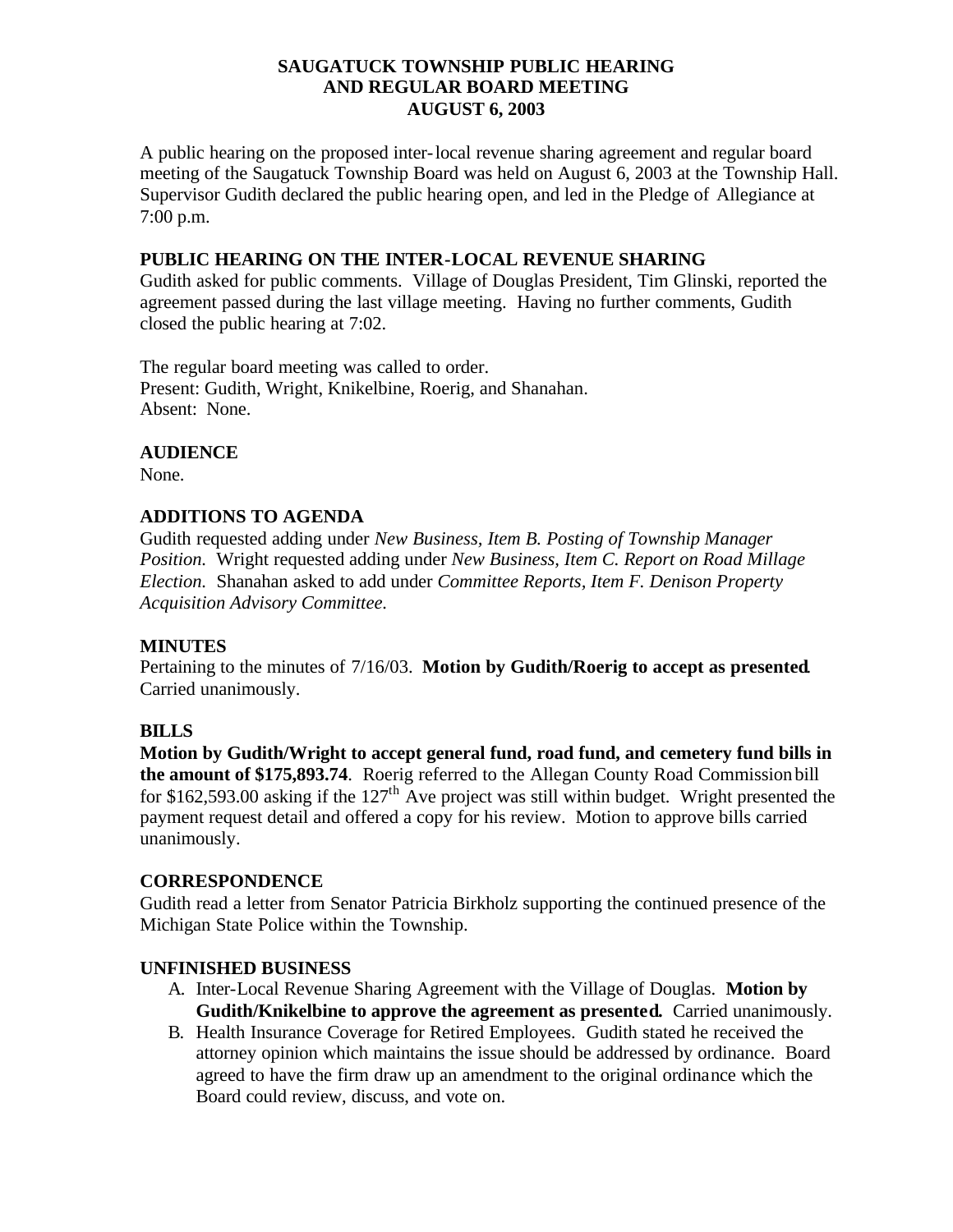# SAUGATUCK TOWNSHIP PUBLIC HEARING AND REGULAR BOARD MEETING AUGUST 6, 2003

A public hearing on the proposed inter-local revenue sharing agreement and regular board meeting of the Saugatuck Township Board was held on August 6, 2003 at the Township Hall. Supervisor Gudith declared the public hearing open, and led in the Pledge of Allegiance at 7:00 p.m.

## PUBLIC HEARING ON THE INTER-LOCAL REVENUE SHARING

Gudith asked for public comments. Village of Douglas President, Tim Glinski, reported the agreement passed during the last village meeting. Having no further comments, Gudith closed the public hearing at 7:02.

The regular board meeting was called to order.
Present: Gudith, Wright, Knikelbine, Roerig, and Shanahan.
Absent: None.

## AUDIENCE

None.

## ADDITIONS TO AGENDA

Gudith requested adding under *New Business, Item B. Posting of Township Manager Position.* Wright requested adding under *New Business, Item C. Report on Road Millage Election.* Shanahan asked to add under *Committee Reports, Item F. Denison Property Acquisition Advisory Committee.*

## MINUTES

Pertaining to the minutes of 7/16/03. **Motion by Gudith/Roerig to accept as presented.** Carried unanimously.

## BILLS

**Motion by Gudith/Wright to accept general fund, road fund, and cemetery fund bills in the amount of $175,893.74**. Roerig referred to the Allegan County Road Commission bill for $162,593.00 asking if the 127th Ave project was still within budget. Wright presented the payment request detail and offered a copy for his review. Motion to approve bills carried unanimously.

## CORRESPONDENCE

Gudith read a letter from Senator Patricia Birkholz supporting the continued presence of the Michigan State Police within the Township.

## UNFINISHED BUSINESS

A. Inter-Local Revenue Sharing Agreement with the Village of Douglas. **Motion by Gudith/Knikelbine to approve the agreement as presented.** Carried unanimously.

B. Health Insurance Coverage for Retired Employees. Gudith stated he received the attorney opinion which maintains the issue should be addressed by ordinance. Board agreed to have the firm draw up an amendment to the original ordinance which the Board could review, discuss, and vote on.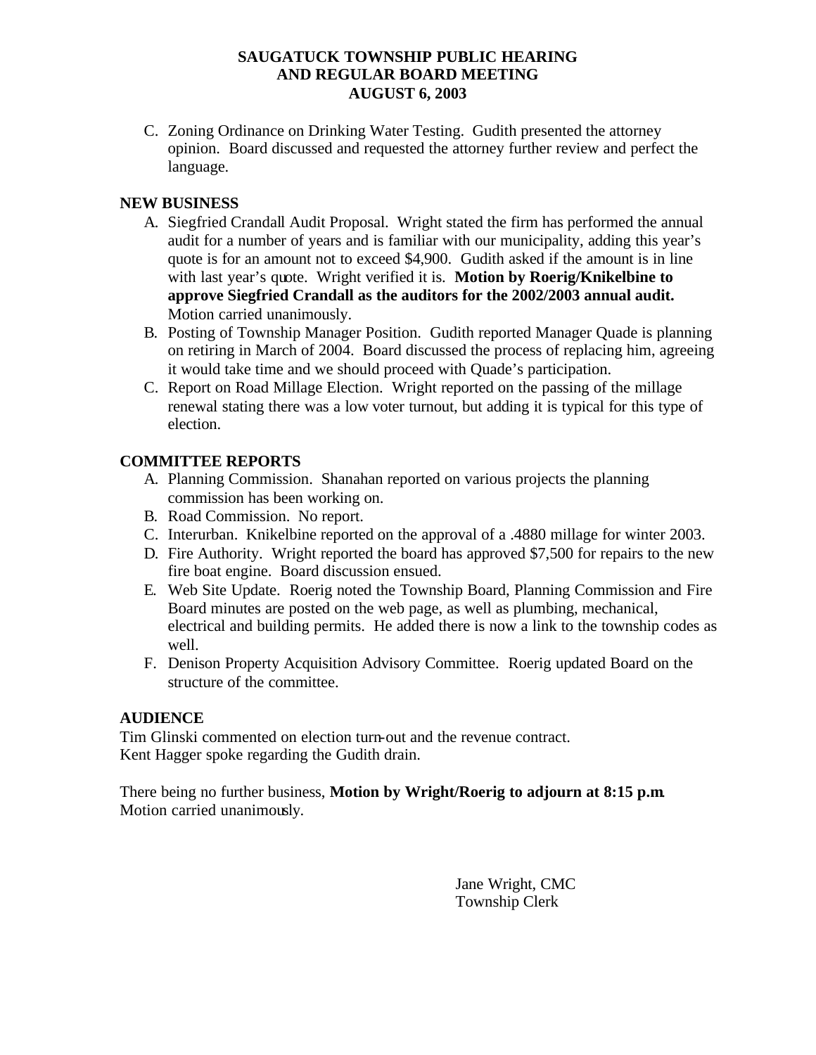C. Zoning Ordinance on Drinking Water Testing. Gudith presented the attorney opinion. Board discussed and requested the attorney further review and perfect the language.

## NEW BUSINESS

A. Siegfried Crandall Audit Proposal. Wright stated the firm has performed the annual audit for a number of years and is familiar with our municipality, adding this year's quote is for an amount not to exceed $4,900. Gudith asked if the amount is in line with last year's quote. Wright verified it is. **Motion by Roerig/Knikelbine to approve Siegfried Crandall as the auditors for the 2002/2003 annual audit.** Motion carried unanimously.

B. Posting of Township Manager Position. Gudith reported Manager Quade is planning on retiring in March of 2004. Board discussed the process of replacing him, agreeing it would take time and we should proceed with Quade's participation.

C. Report on Road Millage Election. Wright reported on the passing of the millage renewal stating there was a low voter turnout, but adding it is typical for this type of election.

## COMMITTEE REPORTS

A. Planning Commission. Shanahan reported on various projects the planning commission has been working on.

B. Road Commission. No report.

C. Interurban. Knikelbine reported on the approval of a .4880 millage for winter 2003.

D. Fire Authority. Wright reported the board has approved $7,500 for repairs to the new fire boat engine. Board discussion ensued.

E. Web Site Update. Roerig noted the Township Board, Planning Commission and Fire Board minutes are posted on the web page, as well as plumbing, mechanical, electrical and building permits. He added there is now a link to the township codes as well.

F. Denison Property Acquisition Advisory Committee. Roerig updated Board on the structure of the committee.

## AUDIENCE

Tim Glinski commented on election turn-out and the revenue contract.
Kent Hagger spoke regarding the Gudith drain.

There being no further business, **Motion by Wright/Roerig to adjourn at 8:15 p.m.** Motion carried unanimously.

Jane Wright, CMC
Township Clerk